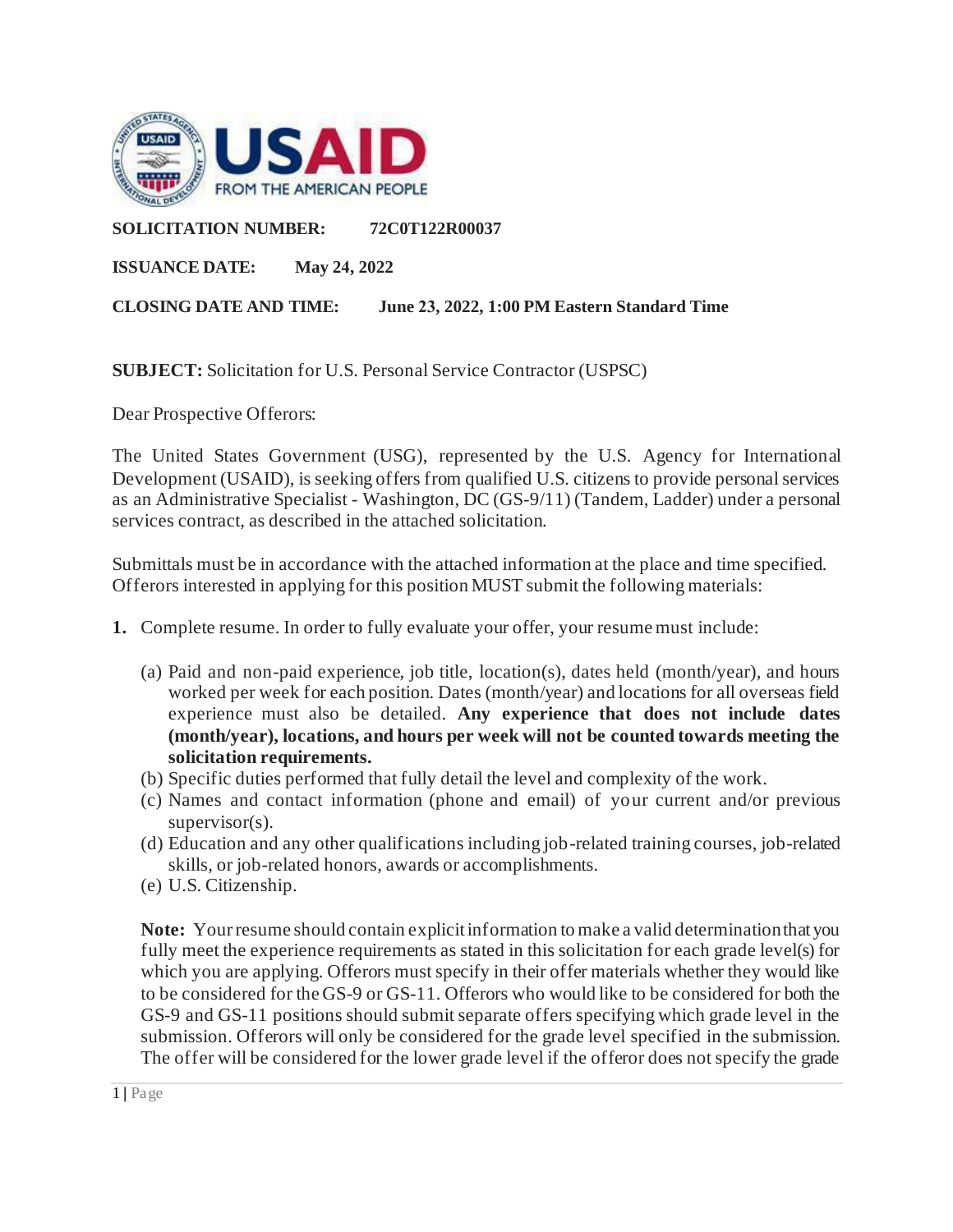**SOLICITATION NUMBER:** 72C0T122R00037

**ISSUANCE DATE:** May 24, 2022

**CLOSING DATE AND TIME:** June 23, 2022, 1:00 PM Eastern Standard Time

**SUBJECT:** Solicitation for U.S. Personal Service Contractor (USPSC)

Dear Prospective Offerors:

The United States Government (USG), represented by the U.S. Agency for International Development (USAID), is seeking offers from qualified U.S. citizens to provide personal services as an Administrative Specialist - Washington, DC (GS-9/11) (Tandem, Ladder) under a personal services contract, as described in the attached solicitation.

Submittals must be in accordance with the attached information at the place and time specified. Offerors interested in applying for this position MUST submit the following materials:

1. Complete resume. In order to fully evaluate your offer, your resume must include:

   (a) Paid and non-paid experience, job title, location(s), dates held (month/year), and hours worked per week for each position. Dates (month/year) and locations for all overseas field experience must also be detailed. **Any experience that does not include dates (month/year), locations, and hours per week will not be counted towards meeting the solicitation requirements.**
   (b) Specific duties performed that fully detail the level and complexity of the work.
   (c) Names and contact information (phone and email) of your current and/or previous supervisor(s).
   (d) Education and any other qualifications including job-related training courses, job-related skills, or job-related honors, awards or accomplishments.
   (e) U.S. Citizenship.

   **Note:** Your resume should contain explicit information to make a valid determination that you fully meet the experience requirements as stated in this solicitation for each grade level(s) for which you are applying. Offerors must specify in their offer materials whether they would like to be considered for the GS-9 or GS-11. Offerors who would like to be considered for both the GS-9 and GS-11 positions should submit separate offers specifying which grade level in the submission. Offerors will only be considered for the grade level specified in the submission. The offer will be considered for the lower grade level if the offeror does not specify the grade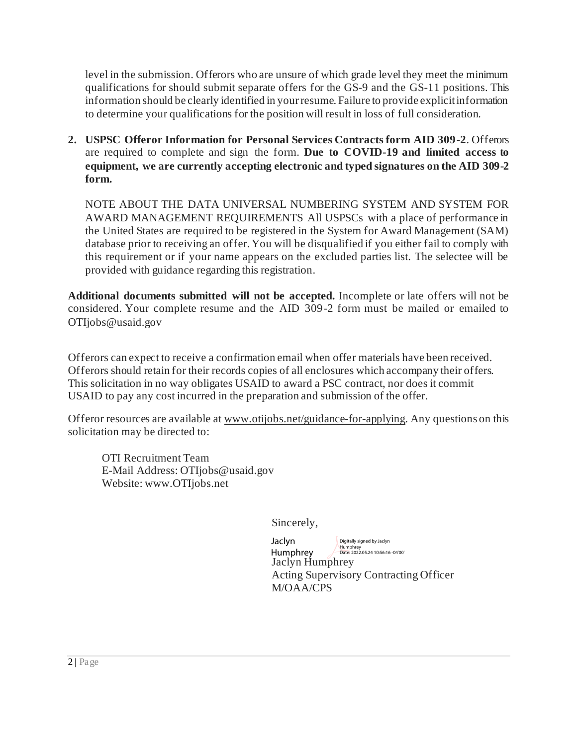level in the submission. Offerors who are unsure of which grade level they meet the minimum qualifications for should submit separate offers for the GS-9 and the GS-11 positions. This information should be clearly identified in your resume. Failure to provide explicit information to determine your qualifications for the position will result in loss of full consideration.

2. **USPSC Offeror Information for Personal Services Contracts form AID 309-2**. Offerors are required to complete and sign the form. **Due to COVID-19 and limited access to equipment, we are currently accepting electronic and typed signatures on the AID 309-2 form.**

   NOTE ABOUT THE DATA UNIVERSAL NUMBERING SYSTEM AND SYSTEM FOR AWARD MANAGEMENT REQUIREMENTS All USPSCs with a place of performance in the United States are required to be registered in the System for Award Management (SAM) database prior to receiving an offer. You will be disqualified if you either fail to comply with this requirement or if your name appears on the excluded parties list. The selectee will be provided with guidance regarding this registration.

**Additional documents submitted will not be accepted.** Incomplete or late offers will not be considered. Your complete resume and the AID 309-2 form must be mailed or emailed to OTIjobs@usaid.gov

Offerors can expect to receive a confirmation email when offer materials have been received. Offerors should retain for their records copies of all enclosures which accompany their offers. This solicitation in no way obligates USAID to award a PSC contract, nor does it commit USAID to pay any cost incurred in the preparation and submission of the offer.

Offeror resources are available at www.otijobs.net/guidance-for-applying. Any questions on this solicitation may be directed to:

OTI Recruitment Team
E-Mail Address: OTIjobs@usaid.gov
Website: www.OTIjobs.net

Sincerely,

Jaclyn Humphrey — Digitally signed by Jaclyn Humphrey, Date: 2022.05.24 10:56:16 -04'00'

Jaclyn Humphrey
Acting Supervisory Contracting Officer
M/OAA/CPS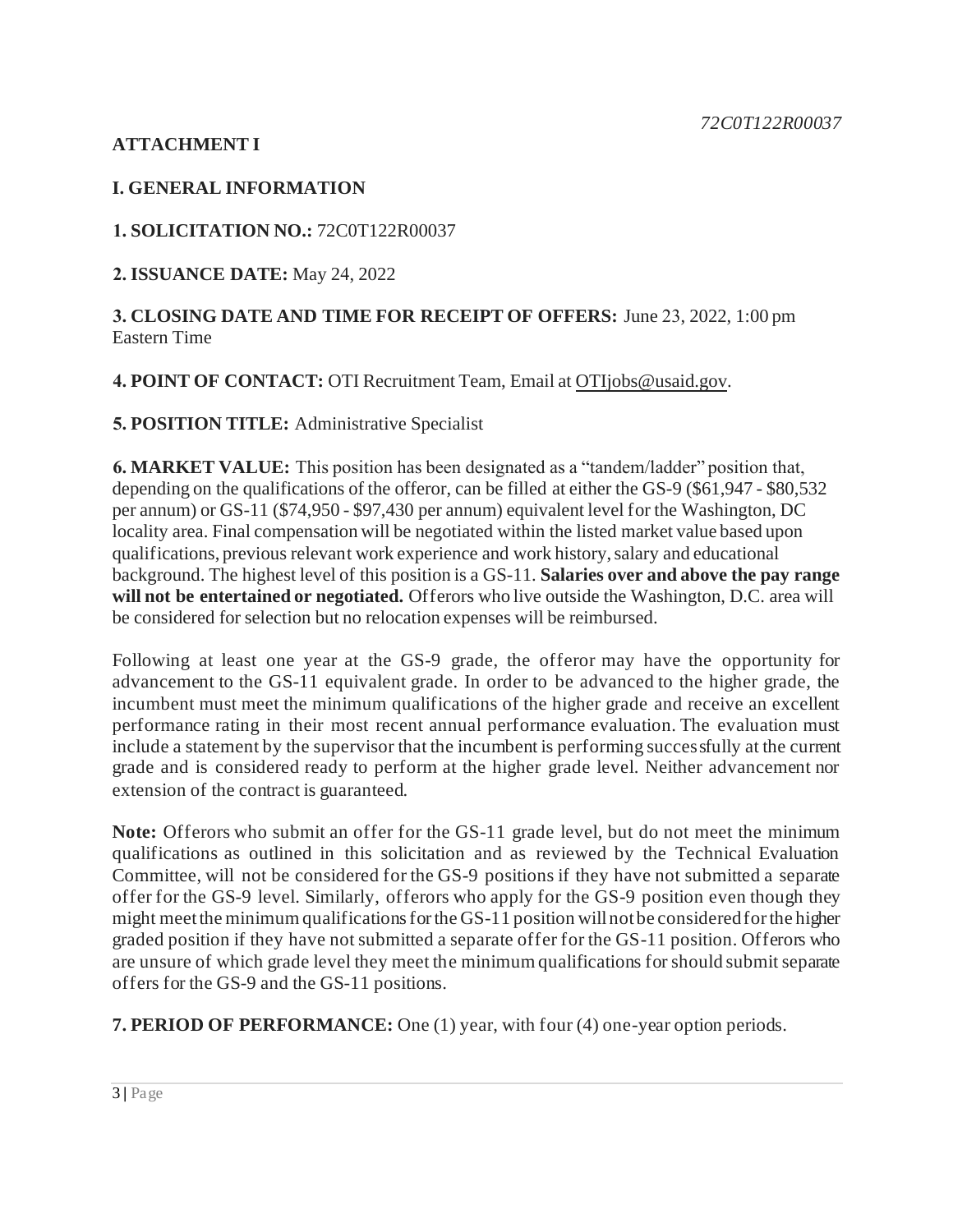*72C0T122R00037*

**ATTACHMENT I**

## I. GENERAL INFORMATION

**1. SOLICITATION NO.:** 72C0T122R00037

**2. ISSUANCE DATE:** May 24, 2022

**3. CLOSING DATE AND TIME FOR RECEIPT OF OFFERS:** June 23, 2022, 1:00 pm Eastern Time

**4. POINT OF CONTACT:** OTI Recruitment Team, Email at OTIjobs@usaid.gov.

**5. POSITION TITLE:** Administrative Specialist

**6. MARKET VALUE:** This position has been designated as a "tandem/ladder" position that, depending on the qualifications of the offeror, can be filled at either the GS-9 ($61,947 - $80,532 per annum) or GS-11 ($74,950 - $97,430 per annum) equivalent level for the Washington, DC locality area. Final compensation will be negotiated within the listed market value based upon qualifications, previous relevant work experience and work history, salary and educational background. The highest level of this position is a GS-11. **Salaries over and above the pay range will not be entertained or negotiated.** Offerors who live outside the Washington, D.C. area will be considered for selection but no relocation expenses will be reimbursed.

Following at least one year at the GS-9 grade, the offeror may have the opportunity for advancement to the GS-11 equivalent grade. In order to be advanced to the higher grade, the incumbent must meet the minimum qualifications of the higher grade and receive an excellent performance rating in their most recent annual performance evaluation. The evaluation must include a statement by the supervisor that the incumbent is performing successfully at the current grade and is considered ready to perform at the higher grade level. Neither advancement nor extension of the contract is guaranteed.

**Note:** Offerors who submit an offer for the GS-11 grade level, but do not meet the minimum qualifications as outlined in this solicitation and as reviewed by the Technical Evaluation Committee, will not be considered for the GS-9 positions if they have not submitted a separate offer for the GS-9 level. Similarly, offerors who apply for the GS-9 position even though they might meet the minimum qualifications for the GS-11 position will not be considered for the higher graded position if they have not submitted a separate offer for the GS-11 position. Offerors who are unsure of which grade level they meet the minimum qualifications for should submit separate offers for the GS-9 and the GS-11 positions.

**7. PERIOD OF PERFORMANCE:** One (1) year, with four (4) one-year option periods.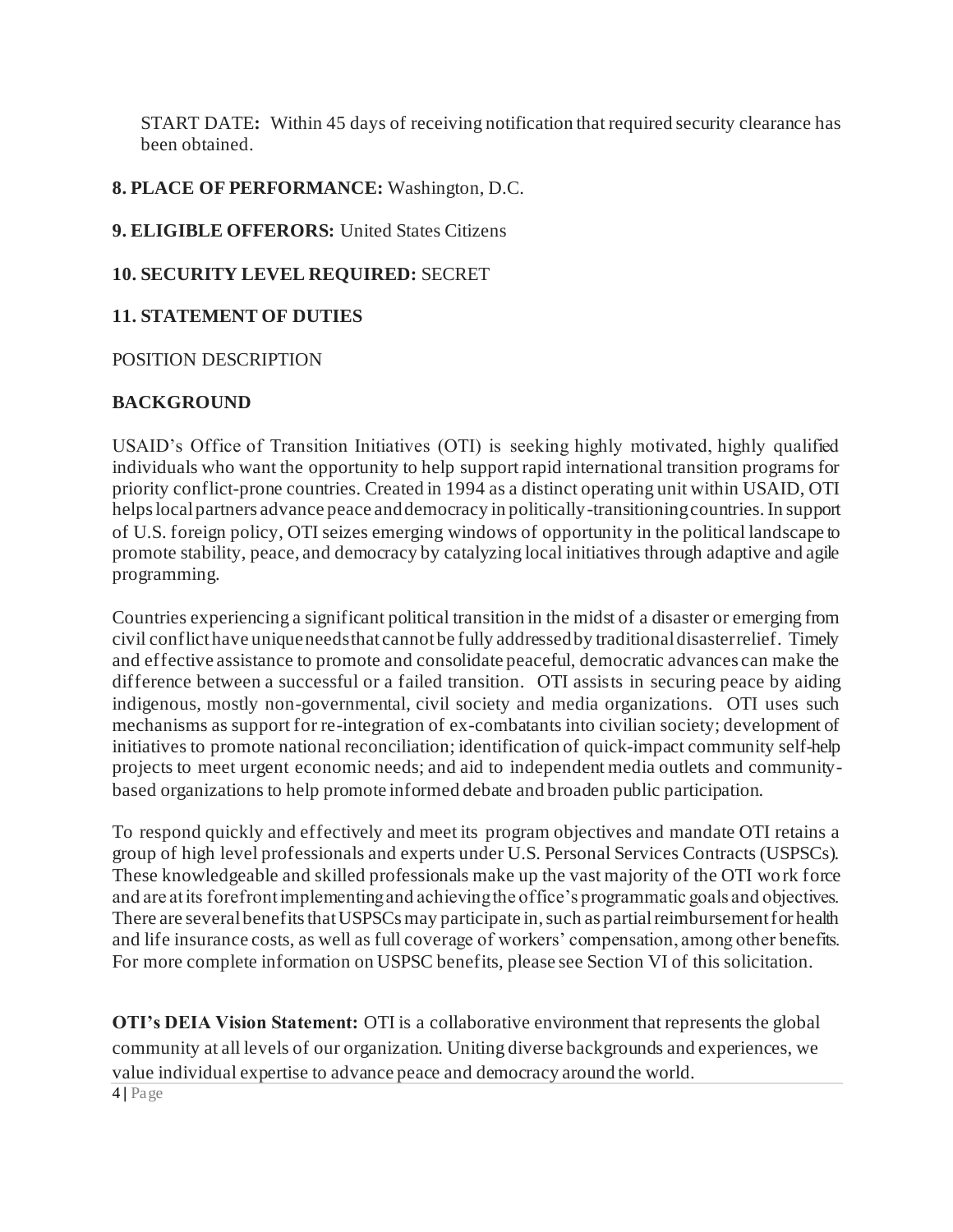START DATE**:** Within 45 days of receiving notification that required security clearance has been obtained.

**8. PLACE OF PERFORMANCE:** Washington, D.C.

**9. ELIGIBLE OFFERORS:** United States Citizens

**10. SECURITY LEVEL REQUIRED:** SECRET

**11. STATEMENT OF DUTIES**

POSITION DESCRIPTION

**BACKGROUND**

USAID's Office of Transition Initiatives (OTI) is seeking highly motivated, highly qualified individuals who want the opportunity to help support rapid international transition programs for priority conflict-prone countries. Created in 1994 as a distinct operating unit within USAID, OTI helps local partners advance peace and democracy in politically-transitioning countries. In support of U.S. foreign policy, OTI seizes emerging windows of opportunity in the political landscape to promote stability, peace, and democracy by catalyzing local initiatives through adaptive and agile programming.

Countries experiencing a significant political transition in the midst of a disaster or emerging from civil conflict have unique needs that cannot be fully addressed by traditional disaster relief. Timely and effective assistance to promote and consolidate peaceful, democratic advances can make the difference between a successful or a failed transition. OTI assists in securing peace by aiding indigenous, mostly non-governmental, civil society and media organizations. OTI uses such mechanisms as support for re-integration of ex-combatants into civilian society; development of initiatives to promote national reconciliation; identification of quick-impact community self-help projects to meet urgent economic needs; and aid to independent media outlets and community-based organizations to help promote informed debate and broaden public participation.

To respond quickly and effectively and meet its program objectives and mandate OTI retains a group of high level professionals and experts under U.S. Personal Services Contracts (USPSCs). These knowledgeable and skilled professionals make up the vast majority of the OTI work force and are at its forefront implementing and achieving the office's programmatic goals and objectives. There are several benefits that USPSCs may participate in, such as partial reimbursement for health and life insurance costs, as well as full coverage of workers' compensation, among other benefits. For more complete information on USPSC benefits, please see Section VI of this solicitation.

**OTI's DEIA Vision Statement:** OTI is a collaborative environment that represents the global community at all levels of our organization. Uniting diverse backgrounds and experiences, we value individual expertise to advance peace and democracy around the world.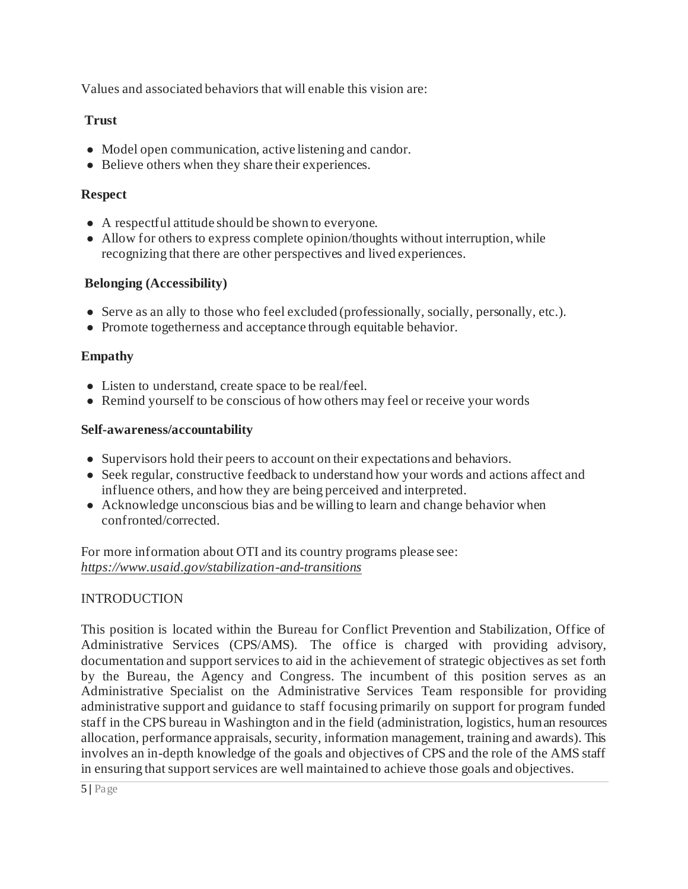Values and associated behaviors that will enable this vision are:

**Trust**

- Model open communication, active listening and candor.
- Believe others when they share their experiences.

**Respect**

- A respectful attitude should be shown to everyone.
- Allow for others to express complete opinion/thoughts without interruption, while recognizing that there are other perspectives and lived experiences.

**Belonging (Accessibility)**

- Serve as an ally to those who feel excluded (professionally, socially, personally, etc.).
- Promote togetherness and acceptance through equitable behavior.

**Empathy**

- Listen to understand, create space to be real/feel.
- Remind yourself to be conscious of how others may feel or receive your words

**Self-awareness/accountability**

- Supervisors hold their peers to account on their expectations and behaviors.
- Seek regular, constructive feedback to understand how your words and actions affect and influence others, and how they are being perceived and interpreted.
- Acknowledge unconscious bias and be willing to learn and change behavior when confronted/corrected.

For more information about OTI and its country programs please see: *https://www.usaid.gov/stabilization-and-transitions*

INTRODUCTION

This position is located within the Bureau for Conflict Prevention and Stabilization, Office of Administrative Services (CPS/AMS). The office is charged with providing advisory, documentation and support services to aid in the achievement of strategic objectives as set forth by the Bureau, the Agency and Congress. The incumbent of this position serves as an Administrative Specialist on the Administrative Services Team responsible for providing administrative support and guidance to staff focusing primarily on support for program funded staff in the CPS bureau in Washington and in the field (administration, logistics, human resources allocation, performance appraisals, security, information management, training and awards). This involves an in-depth knowledge of the goals and objectives of CPS and the role of the AMS staff in ensuring that support services are well maintained to achieve those goals and objectives.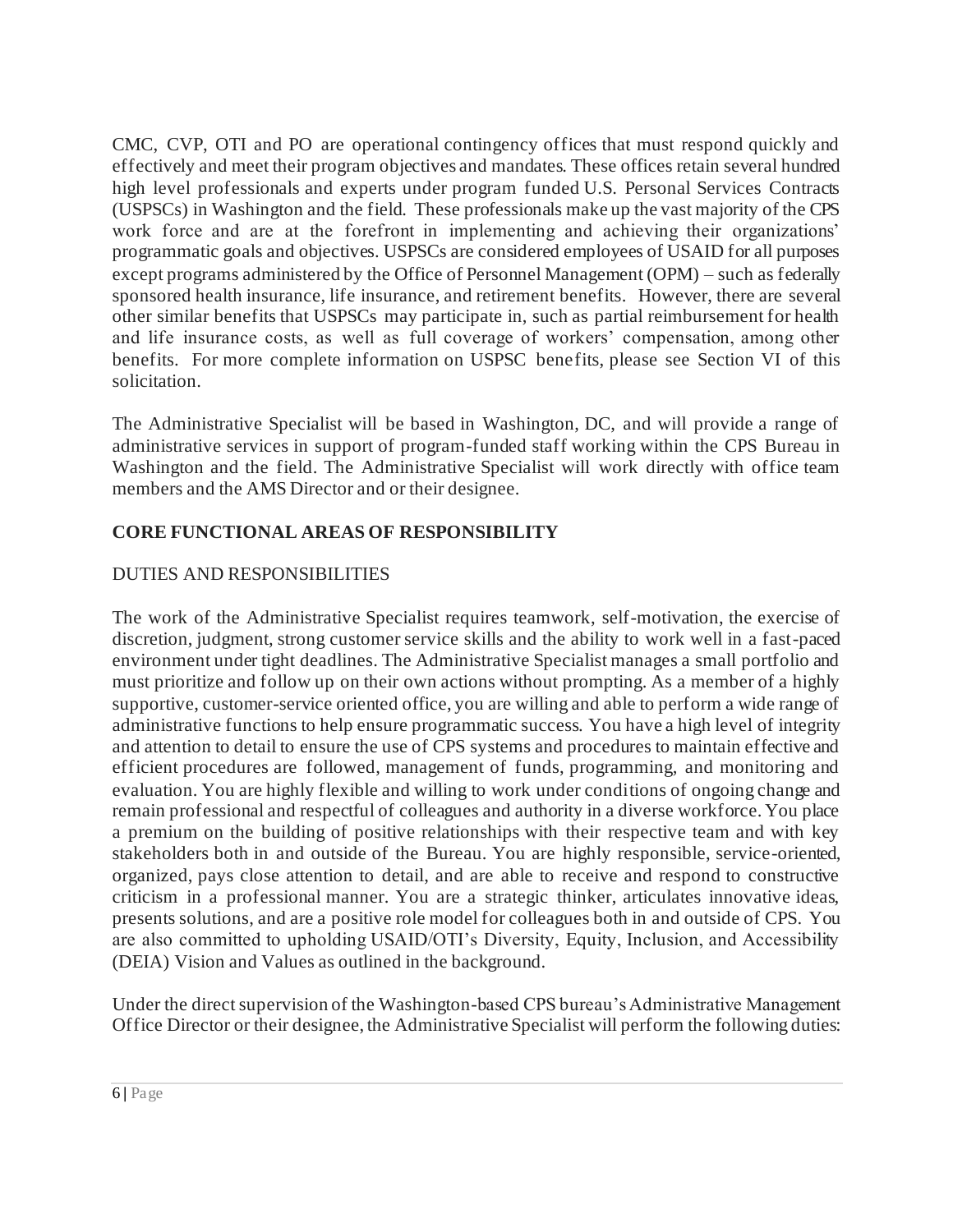CMC, CVP, OTI and PO are operational contingency offices that must respond quickly and effectively and meet their program objectives and mandates. These offices retain several hundred high level professionals and experts under program funded U.S. Personal Services Contracts (USPSCs) in Washington and the field. These professionals make up the vast majority of the CPS work force and are at the forefront in implementing and achieving their organizations' programmatic goals and objectives. USPSCs are considered employees of USAID for all purposes except programs administered by the Office of Personnel Management (OPM) – such as federally sponsored health insurance, life insurance, and retirement benefits. However, there are several other similar benefits that USPSCs may participate in, such as partial reimbursement for health and life insurance costs, as well as full coverage of workers' compensation, among other benefits. For more complete information on USPSC benefits, please see Section VI of this solicitation.

The Administrative Specialist will be based in Washington, DC, and will provide a range of administrative services in support of program-funded staff working within the CPS Bureau in Washington and the field. The Administrative Specialist will work directly with office team members and the AMS Director and or their designee.

## CORE FUNCTIONAL AREAS OF RESPONSIBILITY

### DUTIES AND RESPONSIBILITIES

The work of the Administrative Specialist requires teamwork, self-motivation, the exercise of discretion, judgment, strong customer service skills and the ability to work well in a fast-paced environment under tight deadlines. The Administrative Specialist manages a small portfolio and must prioritize and follow up on their own actions without prompting. As a member of a highly supportive, customer-service oriented office, you are willing and able to perform a wide range of administrative functions to help ensure programmatic success. You have a high level of integrity and attention to detail to ensure the use of CPS systems and procedures to maintain effective and efficient procedures are followed, management of funds, programming, and monitoring and evaluation. You are highly flexible and willing to work under conditions of ongoing change and remain professional and respectful of colleagues and authority in a diverse workforce. You place a premium on the building of positive relationships with their respective team and with key stakeholders both in and outside of the Bureau. You are highly responsible, service-oriented, organized, pays close attention to detail, and are able to receive and respond to constructive criticism in a professional manner. You are a strategic thinker, articulates innovative ideas, presents solutions, and are a positive role model for colleagues both in and outside of CPS. You are also committed to upholding USAID/OTI's Diversity, Equity, Inclusion, and Accessibility (DEIA) Vision and Values as outlined in the background.

Under the direct supervision of the Washington-based CPS bureau's Administrative Management Office Director or their designee, the Administrative Specialist will perform the following duties: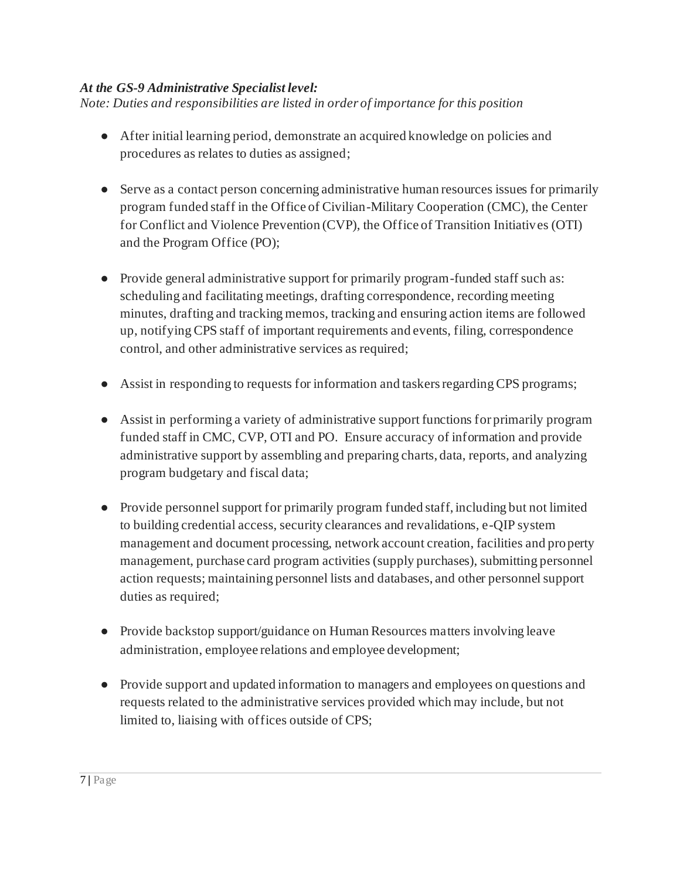***At the GS-9 Administrative Specialist level:***

*Note: Duties and responsibilities are listed in order of importance for this position*

- After initial learning period, demonstrate an acquired knowledge on policies and procedures as relates to duties as assigned;

- Serve as a contact person concerning administrative human resources issues for primarily program funded staff in the Office of Civilian-Military Cooperation (CMC), the Center for Conflict and Violence Prevention (CVP), the Office of Transition Initiatives (OTI) and the Program Office (PO);

- Provide general administrative support for primarily program-funded staff such as: scheduling and facilitating meetings, drafting correspondence, recording meeting minutes, drafting and tracking memos, tracking and ensuring action items are followed up, notifying CPS staff of important requirements and events, filing, correspondence control, and other administrative services as required;

- Assist in responding to requests for information and taskers regarding CPS programs;

- Assist in performing a variety of administrative support functions for primarily program funded staff in CMC, CVP, OTI and PO. Ensure accuracy of information and provide administrative support by assembling and preparing charts, data, reports, and analyzing program budgetary and fiscal data;

- Provide personnel support for primarily program funded staff, including but not limited to building credential access, security clearances and revalidations, e-QIP system management and document processing, network account creation, facilities and property management, purchase card program activities (supply purchases), submitting personnel action requests; maintaining personnel lists and databases, and other personnel support duties as required;

- Provide backstop support/guidance on Human Resources matters involving leave administration, employee relations and employee development;

- Provide support and updated information to managers and employees on questions and requests related to the administrative services provided which may include, but not limited to, liaising with offices outside of CPS;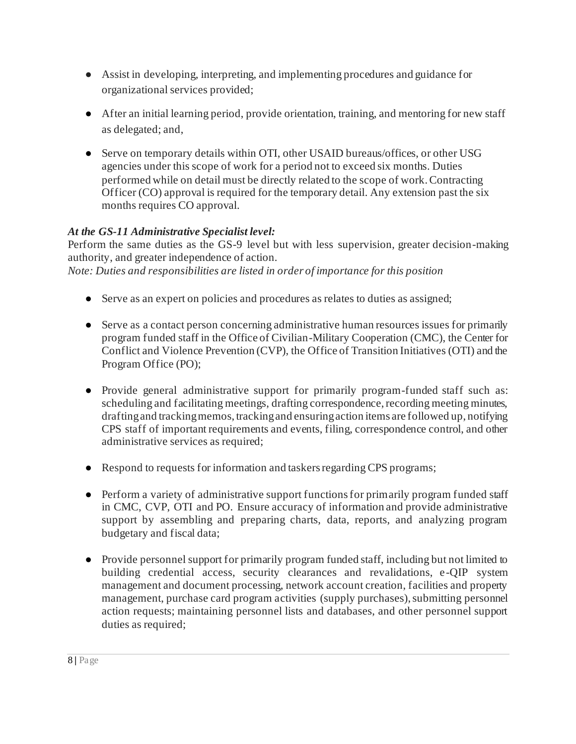- Assist in developing, interpreting, and implementing procedures and guidance for organizational services provided;
- After an initial learning period, provide orientation, training, and mentoring for new staff as delegated; and,
- Serve on temporary details within OTI, other USAID bureaus/offices, or other USG agencies under this scope of work for a period not to exceed six months. Duties performed while on detail must be directly related to the scope of work. Contracting Officer (CO) approval is required for the temporary detail. Any extension past the six months requires CO approval.

***At the GS-11 Administrative Specialist level:***

Perform the same duties as the GS-9 level but with less supervision, greater decision-making authority, and greater independence of action.

*Note: Duties and responsibilities are listed in order of importance for this position*

- Serve as an expert on policies and procedures as relates to duties as assigned;
- Serve as a contact person concerning administrative human resources issues for primarily program funded staff in the Office of Civilian-Military Cooperation (CMC), the Center for Conflict and Violence Prevention (CVP), the Office of Transition Initiatives (OTI) and the Program Office (PO);
- Provide general administrative support for primarily program-funded staff such as: scheduling and facilitating meetings, drafting correspondence, recording meeting minutes, drafting and tracking memos, tracking and ensuring action items are followed up, notifying CPS staff of important requirements and events, filing, correspondence control, and other administrative services as required;
- Respond to requests for information and taskers regarding CPS programs;
- Perform a variety of administrative support functions for primarily program funded staff in CMC, CVP, OTI and PO. Ensure accuracy of information and provide administrative support by assembling and preparing charts, data, reports, and analyzing program budgetary and fiscal data;
- Provide personnel support for primarily program funded staff, including but not limited to building credential access, security clearances and revalidations, e-QIP system management and document processing, network account creation, facilities and property management, purchase card program activities (supply purchases), submitting personnel action requests; maintaining personnel lists and databases, and other personnel support duties as required;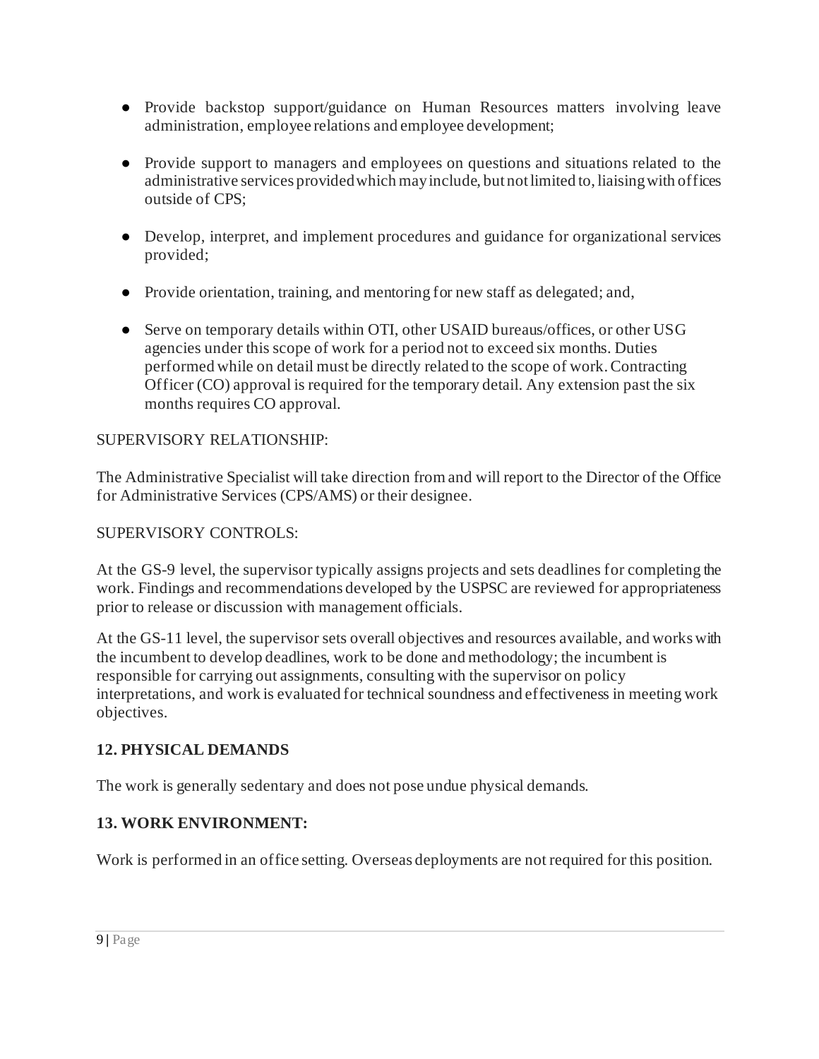- Provide backstop support/guidance on Human Resources matters involving leave administration, employee relations and employee development;

- Provide support to managers and employees on questions and situations related to the administrative services provided which may include, but not limited to, liaising with offices outside of CPS;

- Develop, interpret, and implement procedures and guidance for organizational services provided;

- Provide orientation, training, and mentoring for new staff as delegated; and,

- Serve on temporary details within OTI, other USAID bureaus/offices, or other USG agencies under this scope of work for a period not to exceed six months. Duties performed while on detail must be directly related to the scope of work. Contracting Officer (CO) approval is required for the temporary detail. Any extension past the six months requires CO approval.

SUPERVISORY RELATIONSHIP:

The Administrative Specialist will take direction from and will report to the Director of the Office for Administrative Services (CPS/AMS) or their designee.

SUPERVISORY CONTROLS:

At the GS-9 level, the supervisor typically assigns projects and sets deadlines for completing the work. Findings and recommendations developed by the USPSC are reviewed for appropriateness prior to release or discussion with management officials.

At the GS-11 level, the supervisor sets overall objectives and resources available, and works with the incumbent to develop deadlines, work to be done and methodology; the incumbent is responsible for carrying out assignments, consulting with the supervisor on policy interpretations, and work is evaluated for technical soundness and effectiveness in meeting work objectives.

## 12. PHYSICAL DEMANDS

The work is generally sedentary and does not pose undue physical demands.

## 13. WORK ENVIRONMENT:

Work is performed in an office setting. Overseas deployments are not required for this position.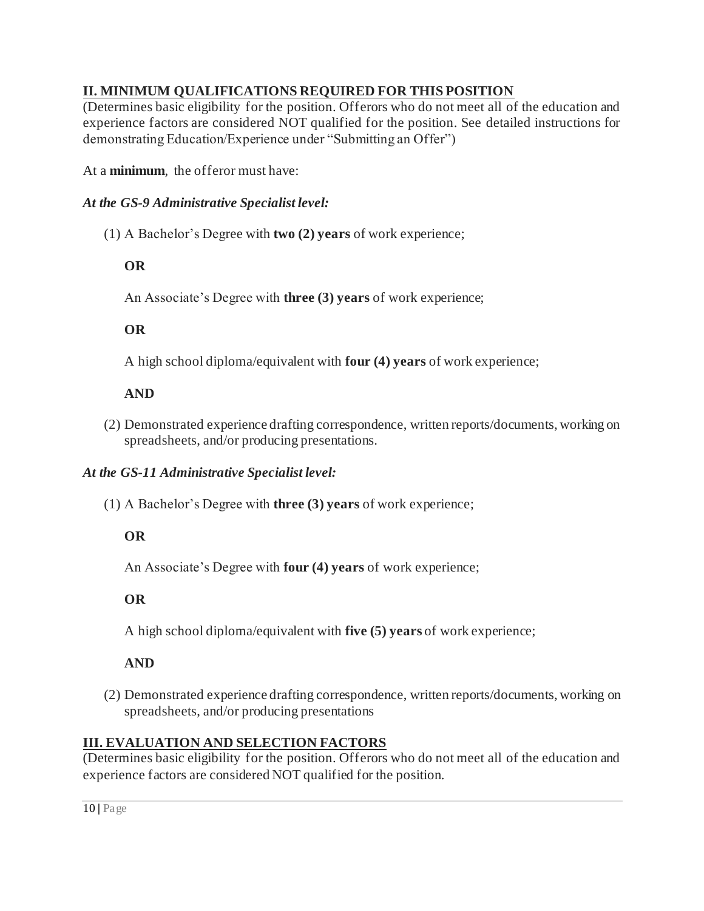## II. MINIMUM QUALIFICATIONS REQUIRED FOR THIS POSITION

(Determines basic eligibility for the position. Offerors who do not meet all of the education and experience factors are considered NOT qualified for the position. See detailed instructions for demonstrating Education/Experience under "Submitting an Offer")

At a **minimum**, the offeror must have:

***At the GS-9 Administrative Specialist level:***

(1) A Bachelor's Degree with **two (2) years** of work experience;

**OR**

An Associate's Degree with **three (3) years** of work experience;

**OR**

A high school diploma/equivalent with **four (4) years** of work experience;

**AND**

(2) Demonstrated experience drafting correspondence, written reports/documents, working on spreadsheets, and/or producing presentations.

***At the GS-11 Administrative Specialist level:***

(1) A Bachelor's Degree with **three (3) years** of work experience;

**OR**

An Associate's Degree with **four (4) years** of work experience;

**OR**

A high school diploma/equivalent with **five (5) years** of work experience;

**AND**

(2) Demonstrated experience drafting correspondence, written reports/documents, working on spreadsheets, and/or producing presentations

## III. EVALUATION AND SELECTION FACTORS

(Determines basic eligibility for the position. Offerors who do not meet all of the education and experience factors are considered NOT qualified for the position.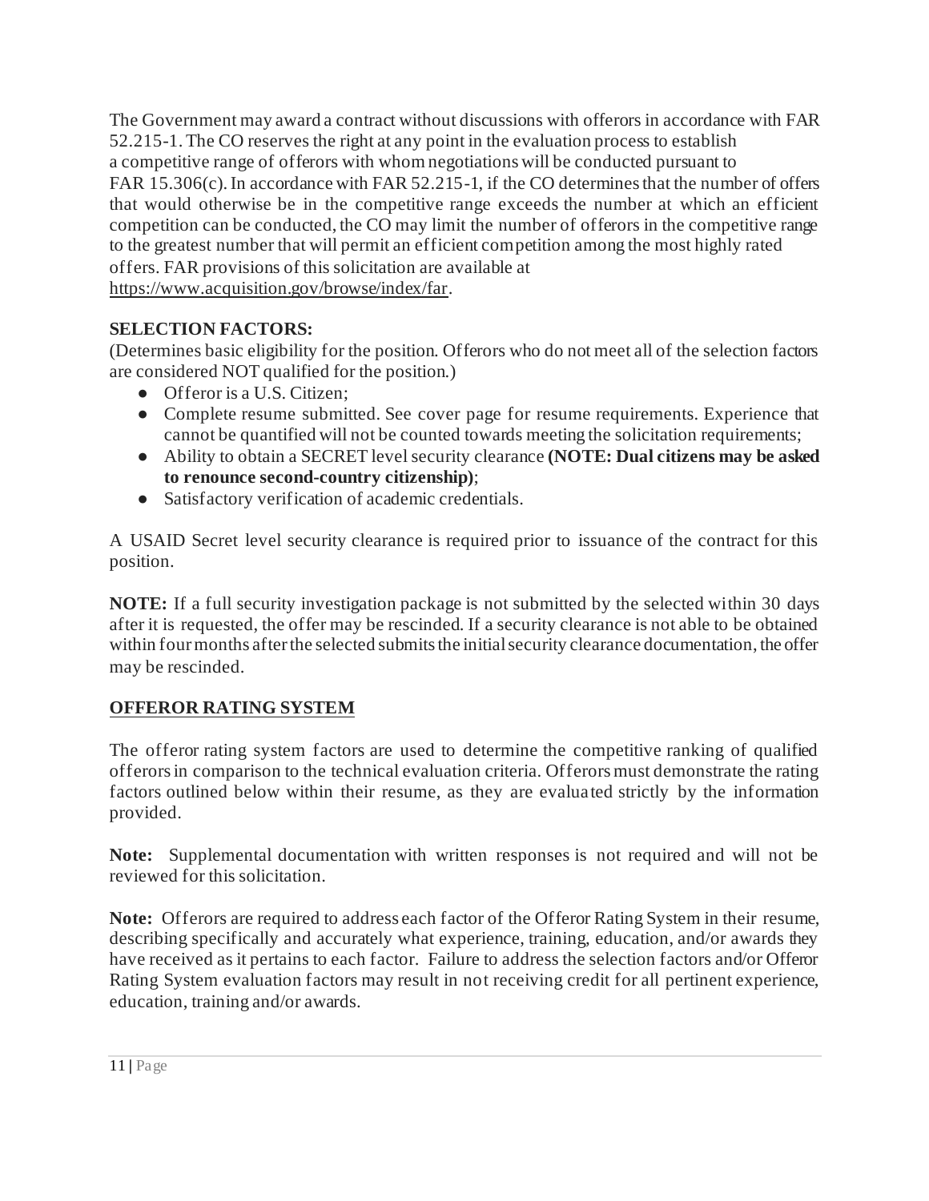The Government may award a contract without discussions with offerors in accordance with FAR 52.215-1. The CO reserves the right at any point in the evaluation process to establish a competitive range of offerors with whom negotiations will be conducted pursuant to FAR 15.306(c). In accordance with FAR 52.215-1, if the CO determines that the number of offers that would otherwise be in the competitive range exceeds the number at which an efficient competition can be conducted, the CO may limit the number of offerors in the competitive range to the greatest number that will permit an efficient competition among the most highly rated offers. FAR provisions of this solicitation are available at https://www.acquisition.gov/browse/index/far.

**SELECTION FACTORS:**

(Determines basic eligibility for the position. Offerors who do not meet all of the selection factors are considered NOT qualified for the position.)

- Offeror is a U.S. Citizen;
- Complete resume submitted. See cover page for resume requirements. Experience that cannot be quantified will not be counted towards meeting the solicitation requirements;
- Ability to obtain a SECRET level security clearance **(NOTE: Dual citizens may be asked to renounce second-country citizenship)**;
- Satisfactory verification of academic credentials.

A USAID Secret level security clearance is required prior to issuance of the contract for this position.

**NOTE:** If a full security investigation package is not submitted by the selected within 30 days after it is requested, the offer may be rescinded. If a security clearance is not able to be obtained within four months after the selected submits the initial security clearance documentation, the offer may be rescinded.

## OFFEROR RATING SYSTEM

The offeror rating system factors are used to determine the competitive ranking of qualified offerors in comparison to the technical evaluation criteria. Offerors must demonstrate the rating factors outlined below within their resume, as they are evaluated strictly by the information provided.

**Note:** Supplemental documentation with written responses is not required and will not be reviewed for this solicitation.

**Note:** Offerors are required to address each factor of the Offeror Rating System in their resume, describing specifically and accurately what experience, training, education, and/or awards they have received as it pertains to each factor. Failure to address the selection factors and/or Offeror Rating System evaluation factors may result in not receiving credit for all pertinent experience, education, training and/or awards.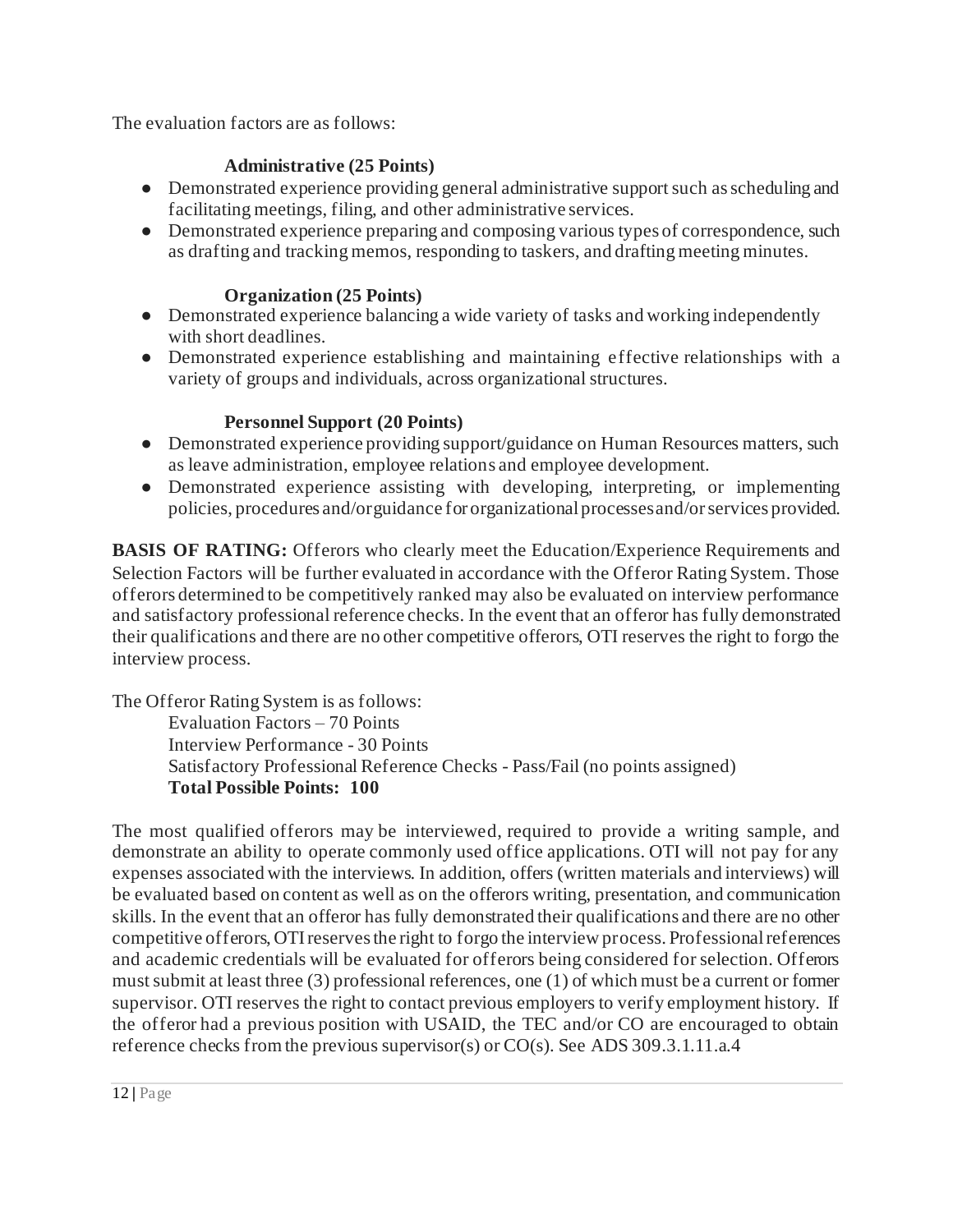The evaluation factors are as follows:

**Administrative (25 Points)**

- Demonstrated experience providing general administrative support such as scheduling and facilitating meetings, filing, and other administrative services.
- Demonstrated experience preparing and composing various types of correspondence, such as drafting and tracking memos, responding to taskers, and drafting meeting minutes.

**Organization (25 Points)**

- Demonstrated experience balancing a wide variety of tasks and working independently with short deadlines.
- Demonstrated experience establishing and maintaining effective relationships with a variety of groups and individuals, across organizational structures.

**Personnel Support (20 Points)**

- Demonstrated experience providing support/guidance on Human Resources matters, such as leave administration, employee relations and employee development.
- Demonstrated experience assisting with developing, interpreting, or implementing policies, procedures and/or guidance for organizational processes and/or services provided.

**BASIS OF RATING:** Offerors who clearly meet the Education/Experience Requirements and Selection Factors will be further evaluated in accordance with the Offeror Rating System. Those offerors determined to be competitively ranked may also be evaluated on interview performance and satisfactory professional reference checks. In the event that an offeror has fully demonstrated their qualifications and there are no other competitive offerors, OTI reserves the right to forgo the interview process.

The Offeror Rating System is as follows:

Evaluation Factors – 70 Points
Interview Performance - 30 Points
Satisfactory Professional Reference Checks - Pass/Fail (no points assigned)
**Total Possible Points: 100**

The most qualified offerors may be interviewed, required to provide a writing sample, and demonstrate an ability to operate commonly used office applications. OTI will not pay for any expenses associated with the interviews. In addition, offers (written materials and interviews) will be evaluated based on content as well as on the offerors writing, presentation, and communication skills. In the event that an offeror has fully demonstrated their qualifications and there are no other competitive offerors, OTI reserves the right to forgo the interview process. Professional references and academic credentials will be evaluated for offerors being considered for selection. Offerors must submit at least three (3) professional references, one (1) of which must be a current or former supervisor. OTI reserves the right to contact previous employers to verify employment history. If the offeror had a previous position with USAID, the TEC and/or CO are encouraged to obtain reference checks from the previous supervisor(s) or CO(s). See ADS 309.3.1.11.a.4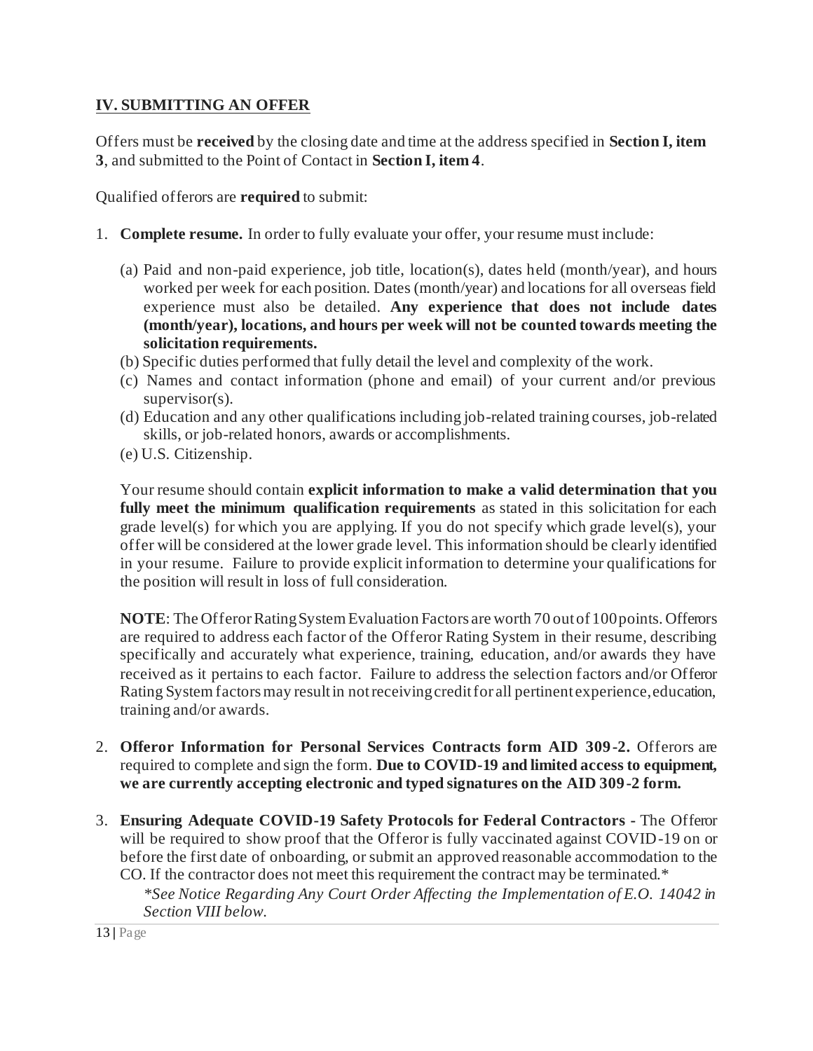## IV. SUBMITTING AN OFFER

Offers must be **received** by the closing date and time at the address specified in **Section I, item 3**, and submitted to the Point of Contact in **Section I, item 4**.

Qualified offerors are **required** to submit:

1. **Complete resume.** In order to fully evaluate your offer, your resume must include:

   (a) Paid and non-paid experience, job title, location(s), dates held (month/year), and hours worked per week for each position. Dates (month/year) and locations for all overseas field experience must also be detailed. **Any experience that does not include dates (month/year), locations, and hours per week will not be counted towards meeting the solicitation requirements.**
   
   (b) Specific duties performed that fully detail the level and complexity of the work.
   
   (c) Names and contact information (phone and email) of your current and/or previous supervisor(s).
   
   (d) Education and any other qualifications including job-related training courses, job-related skills, or job-related honors, awards or accomplishments.
   
   (e) U.S. Citizenship.

   Your resume should contain **explicit information to make a valid determination that you fully meet the minimum qualification requirements** as stated in this solicitation for each grade level(s) for which you are applying. If you do not specify which grade level(s), your offer will be considered at the lower grade level. This information should be clearly identified in your resume. Failure to provide explicit information to determine your qualifications for the position will result in loss of full consideration.

   **NOTE**: The Offeror Rating System Evaluation Factors are worth 70 out of 100 points. Offerors are required to address each factor of the Offeror Rating System in their resume, describing specifically and accurately what experience, training, education, and/or awards they have received as it pertains to each factor. Failure to address the selection factors and/or Offeror Rating System factors may result in not receiving credit for all pertinent experience, education, training and/or awards.

2. **Offeror Information for Personal Services Contracts form AID 309-2.** Offerors are required to complete and sign the form. **Due to COVID-19 and limited access to equipment, we are currently accepting electronic and typed signatures on the AID 309-2 form.**

3. **Ensuring Adequate COVID-19 Safety Protocols for Federal Contractors -** The Offeror will be required to show proof that the Offeror is fully vaccinated against COVID-19 on or before the first date of onboarding, or submit an approved reasonable accommodation to the CO. If the contractor does not meet this requirement the contract may be terminated.*

   *\*See Notice Regarding Any Court Order Affecting the Implementation of E.O. 14042 in Section VIII below.*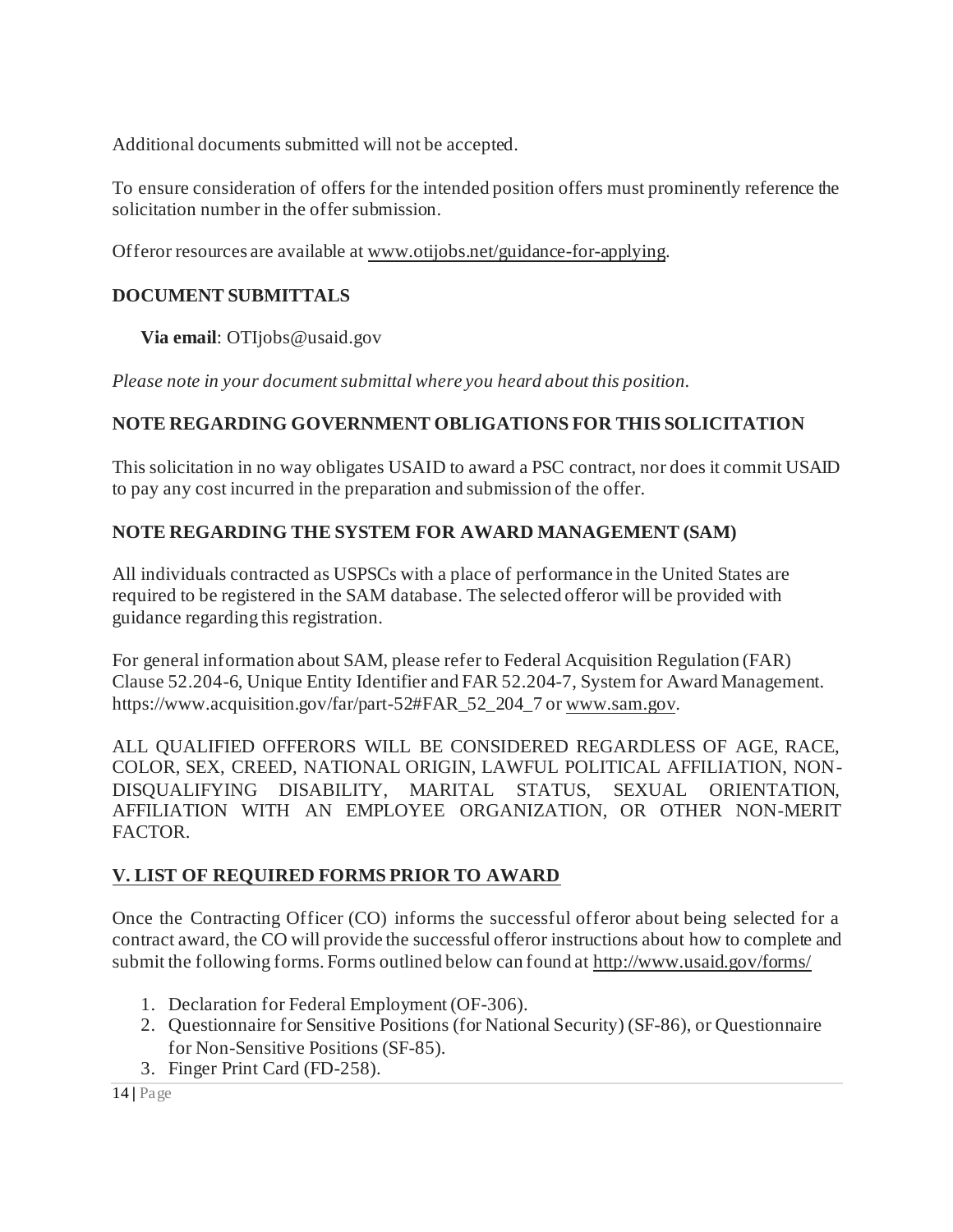Additional documents submitted will not be accepted.

To ensure consideration of offers for the intended position offers must prominently reference the solicitation number in the offer submission.

Offeror resources are available at www.otijobs.net/guidance-for-applying.

**DOCUMENT SUBMITTALS**

**Via email**: OTIjobs@usaid.gov

*Please note in your document submittal where you heard about this position.*

**NOTE REGARDING GOVERNMENT OBLIGATIONS FOR THIS SOLICITATION**

This solicitation in no way obligates USAID to award a PSC contract, nor does it commit USAID to pay any cost incurred in the preparation and submission of the offer.

**NOTE REGARDING THE SYSTEM FOR AWARD MANAGEMENT (SAM)**

All individuals contracted as USPSCs with a place of performance in the United States are required to be registered in the SAM database. The selected offeror will be provided with guidance regarding this registration.

For general information about SAM, please refer to Federal Acquisition Regulation (FAR) Clause 52.204-6, Unique Entity Identifier and FAR 52.204-7, System for Award Management. https://www.acquisition.gov/far/part-52#FAR_52_204_7 or www.sam.gov.

ALL QUALIFIED OFFERORS WILL BE CONSIDERED REGARDLESS OF AGE, RACE, COLOR, SEX, CREED, NATIONAL ORIGIN, LAWFUL POLITICAL AFFILIATION, NON-DISQUALIFYING DISABILITY, MARITAL STATUS, SEXUAL ORIENTATION, AFFILIATION WITH AN EMPLOYEE ORGANIZATION, OR OTHER NON-MERIT FACTOR.

## V. LIST OF REQUIRED FORMS PRIOR TO AWARD

Once the Contracting Officer (CO) informs the successful offeror about being selected for a contract award, the CO will provide the successful offeror instructions about how to complete and submit the following forms. Forms outlined below can found at http://www.usaid.gov/forms/

1. Declaration for Federal Employment (OF-306).
2. Questionnaire for Sensitive Positions (for National Security) (SF-86), or Questionnaire for Non-Sensitive Positions (SF-85).
3. Finger Print Card (FD-258).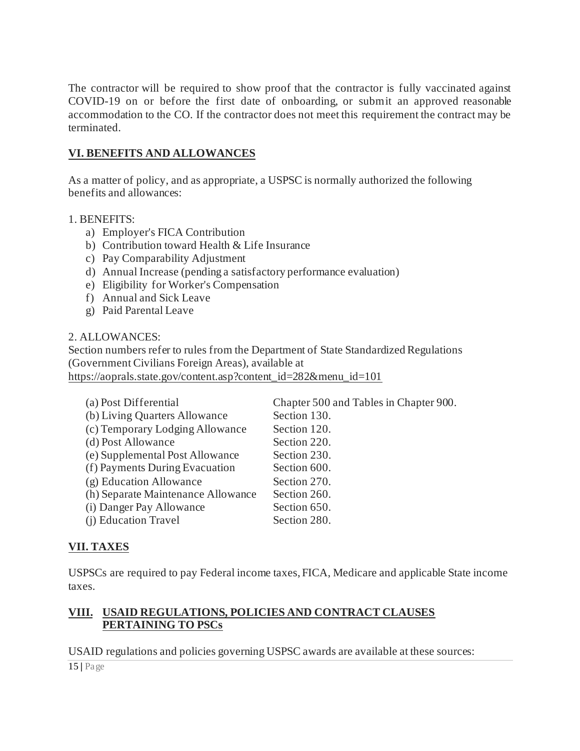The contractor will be required to show proof that the contractor is fully vaccinated against COVID-19 on or before the first date of onboarding, or submit an approved reasonable accommodation to the CO. If the contractor does not meet this requirement the contract may be terminated.

## VI. BENEFITS AND ALLOWANCES

As a matter of policy, and as appropriate, a USPSC is normally authorized the following benefits and allowances:

1. BENEFITS:

a) Employer's FICA Contribution
b) Contribution toward Health & Life Insurance
c) Pay Comparability Adjustment
d) Annual Increase (pending a satisfactory performance evaluation)
e) Eligibility for Worker's Compensation
f) Annual and Sick Leave
g) Paid Parental Leave

2. ALLOWANCES:

Section numbers refer to rules from the Department of State Standardized Regulations (Government Civilians Foreign Areas), available at https://aoprals.state.gov/content.asp?content_id=282&menu_id=101

| | |
|---|---|
| (a) Post Differential | Chapter 500 and Tables in Chapter 900. |
| (b) Living Quarters Allowance | Section 130. |
| (c) Temporary Lodging Allowance | Section 120. |
| (d) Post Allowance | Section 220. |
| (e) Supplemental Post Allowance | Section 230. |
| (f) Payments During Evacuation | Section 600. |
| (g) Education Allowance | Section 270. |
| (h) Separate Maintenance Allowance | Section 260. |
| (i) Danger Pay Allowance | Section 650. |
| (j) Education Travel | Section 280. |

## VII. TAXES

USPSCs are required to pay Federal income taxes, FICA, Medicare and applicable State income taxes.

## VIII. USAID REGULATIONS, POLICIES AND CONTRACT CLAUSES PERTAINING TO PSCs

USAID regulations and policies governing USPSC awards are available at these sources: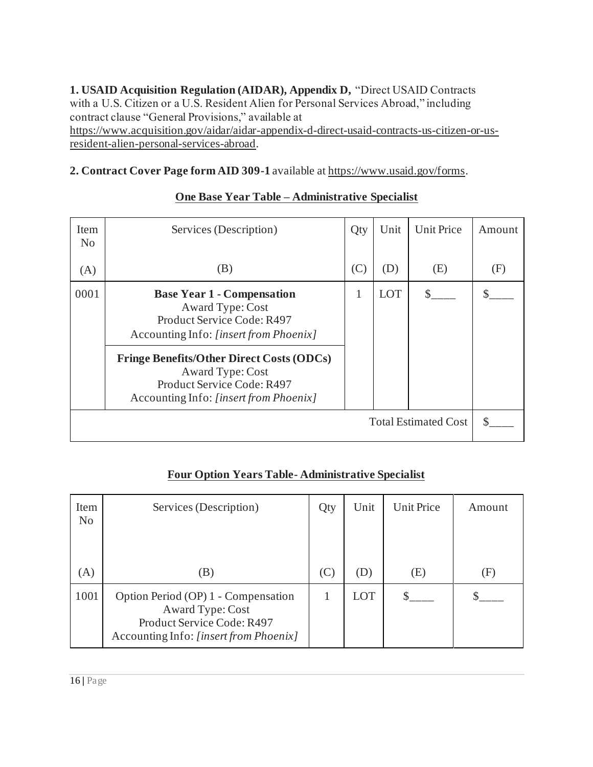**1. USAID Acquisition Regulation (AIDAR), Appendix D,** "Direct USAID Contracts with a U.S. Citizen or a U.S. Resident Alien for Personal Services Abroad," including contract clause "General Provisions," available at https://www.acquisition.gov/aidar/aidar-appendix-d-direct-usaid-contracts-us-citizen-or-us-resident-alien-personal-services-abroad.

**2. Contract Cover Page form AID 309-1** available at https://www.usaid.gov/forms.

**One Base Year Table – Administrative Specialist**

| Item No<br>(A) | Services (Description)<br>(B) | Qty<br>(C) | Unit<br>(D) | Unit Price<br>(E) | Amount<br>(F) |
|---|---|---|---|---|---|
| 0001 | **Base Year 1 - Compensation**<br>Award Type: Cost<br>Product Service Code: R497<br>Accounting Info: *[insert from Phoenix]*<br><br>**Fringe Benefits/Other Direct Costs (ODCs)**<br>Award Type: Cost<br>Product Service Code: R497<br>Accounting Info: *[insert from Phoenix]* | 1 | LOT | $____ | $____ |
| | | | | Total Estimated Cost | $____ |

**Four Option Years Table- Administrative Specialist**

| Item No<br>(A) | Services (Description)<br>(B) | Qty<br>(C) | Unit<br>(D) | Unit Price<br>(E) | Amount<br>(F) |
|---|---|---|---|---|---|
| 1001 | Option Period (OP) 1 - Compensation<br>Award Type: Cost<br>Product Service Code: R497<br>Accounting Info: *[insert from Phoenix]* | 1 | LOT | $____ | $____ |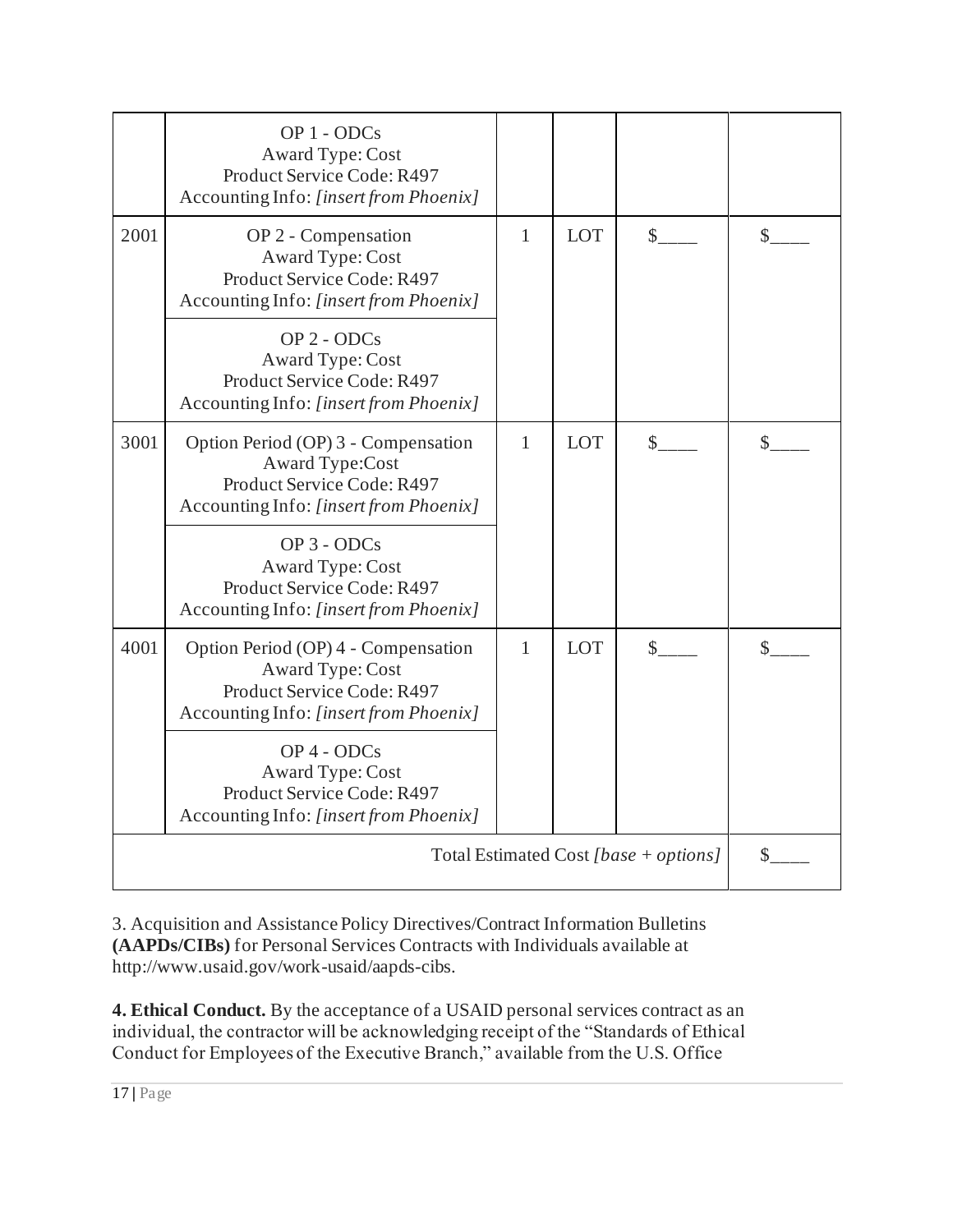| | | | | | |
|---|---|---|---|---|---|
| | OP 1 - ODCs<br>Award Type: Cost<br>Product Service Code: R497<br>Accounting Info: *[insert from Phoenix]* | | | | |
| 2001 | OP 2 - Compensation<br>Award Type: Cost<br>Product Service Code: R497<br>Accounting Info: *[insert from Phoenix]* | 1 | LOT | $____ | $____ |
| | OP 2 - ODCs<br>Award Type: Cost<br>Product Service Code: R497<br>Accounting Info: *[insert from Phoenix]* | | | | |
| 3001 | Option Period (OP) 3 - Compensation<br>Award Type:Cost<br>Product Service Code: R497<br>Accounting Info: *[insert from Phoenix]* | 1 | LOT | $____ | $____ |
| | OP 3 - ODCs<br>Award Type: Cost<br>Product Service Code: R497<br>Accounting Info: *[insert from Phoenix]* | | | | |
| 4001 | Option Period (OP) 4 - Compensation<br>Award Type: Cost<br>Product Service Code: R497<br>Accounting Info: *[insert from Phoenix]* | 1 | LOT | $____ | $____ |
| | OP 4 - ODCs<br>Award Type: Cost<br>Product Service Code: R497<br>Accounting Info: *[insert from Phoenix]* | | | | |
| | | | | Total Estimated Cost *[base + options]* | $____ |

3. Acquisition and Assistance Policy Directives/Contract Information Bulletins **(AAPDs/CIBs)** for Personal Services Contracts with Individuals available at http://www.usaid.gov/work-usaid/aapds-cibs.

**4. Ethical Conduct.** By the acceptance of a USAID personal services contract as an individual, the contractor will be acknowledging receipt of the "Standards of Ethical Conduct for Employees of the Executive Branch," available from the U.S. Office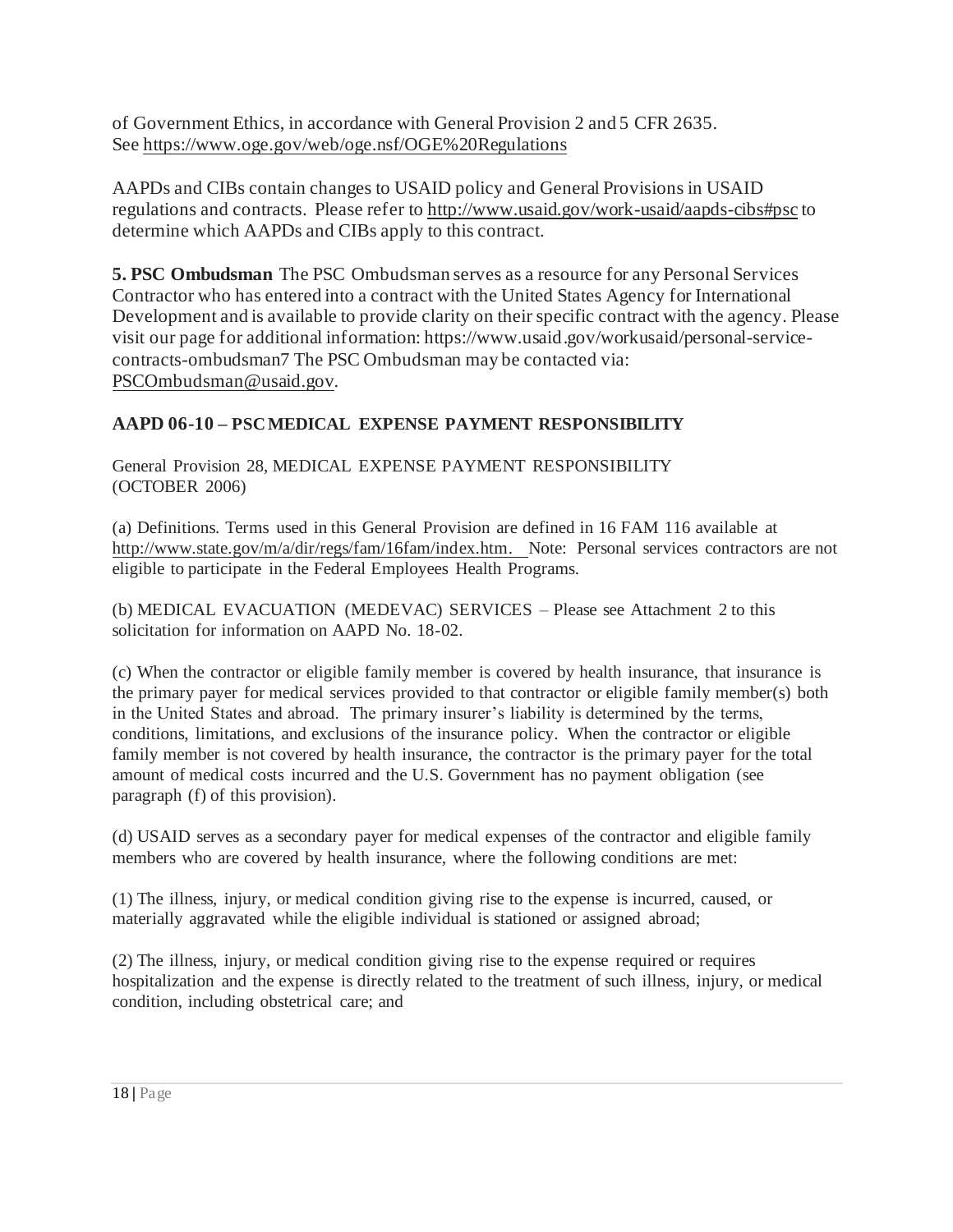of Government Ethics, in accordance with General Provision 2 and 5 CFR 2635. See https://www.oge.gov/web/oge.nsf/OGE%20Regulations

AAPDs and CIBs contain changes to USAID policy and General Provisions in USAID regulations and contracts. Please refer to http://www.usaid.gov/work-usaid/aapds-cibs#psc to determine which AAPDs and CIBs apply to this contract.

**5. PSC Ombudsman** The PSC Ombudsman serves as a resource for any Personal Services Contractor who has entered into a contract with the United States Agency for International Development and is available to provide clarity on their specific contract with the agency. Please visit our page for additional information: https://www.usaid.gov/workusaid/personal-service-contracts-ombudsman7 The PSC Ombudsman may be contacted via: PSCOmbudsman@usaid.gov.

**AAPD 06-10 – PSC MEDICAL EXPENSE PAYMENT RESPONSIBILITY**

General Provision 28, MEDICAL EXPENSE PAYMENT RESPONSIBILITY (OCTOBER 2006)

(a) Definitions. Terms used in this General Provision are defined in 16 FAM 116 available at http://www.state.gov/m/a/dir/regs/fam/16fam/index.htm. Note: Personal services contractors are not eligible to participate in the Federal Employees Health Programs.

(b) MEDICAL EVACUATION (MEDEVAC) SERVICES – Please see Attachment 2 to this solicitation for information on AAPD No. 18-02.

(c) When the contractor or eligible family member is covered by health insurance, that insurance is the primary payer for medical services provided to that contractor or eligible family member(s) both in the United States and abroad. The primary insurer's liability is determined by the terms, conditions, limitations, and exclusions of the insurance policy. When the contractor or eligible family member is not covered by health insurance, the contractor is the primary payer for the total amount of medical costs incurred and the U.S. Government has no payment obligation (see paragraph (f) of this provision).

(d) USAID serves as a secondary payer for medical expenses of the contractor and eligible family members who are covered by health insurance, where the following conditions are met:

(1) The illness, injury, or medical condition giving rise to the expense is incurred, caused, or materially aggravated while the eligible individual is stationed or assigned abroad;

(2) The illness, injury, or medical condition giving rise to the expense required or requires hospitalization and the expense is directly related to the treatment of such illness, injury, or medical condition, including obstetrical care; and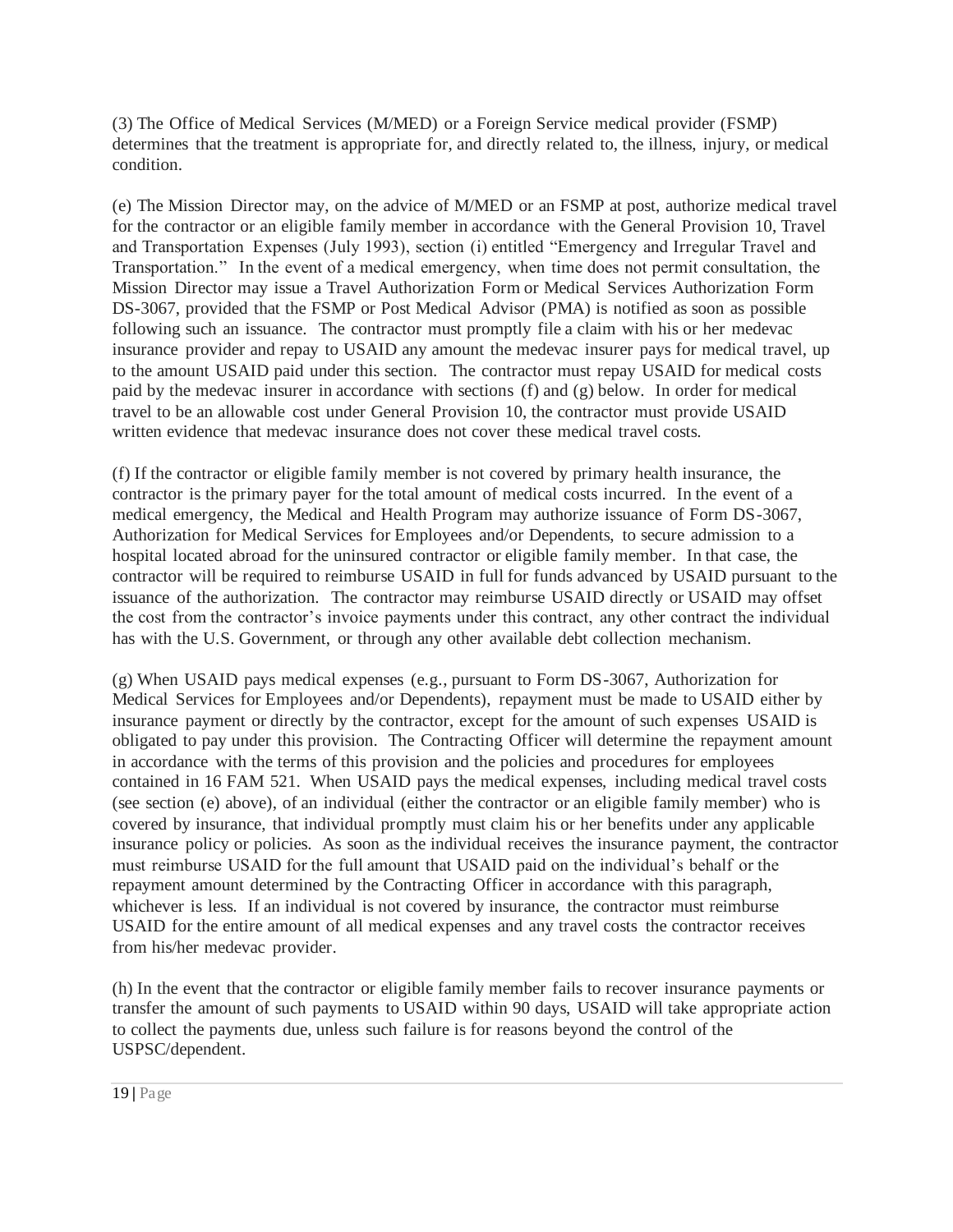(3) The Office of Medical Services (M/MED) or a Foreign Service medical provider (FSMP) determines that the treatment is appropriate for, and directly related to, the illness, injury, or medical condition.

(e) The Mission Director may, on the advice of M/MED or an FSMP at post, authorize medical travel for the contractor or an eligible family member in accordance with the General Provision 10, Travel and Transportation Expenses (July 1993), section (i) entitled "Emergency and Irregular Travel and Transportation." In the event of a medical emergency, when time does not permit consultation, the Mission Director may issue a Travel Authorization Form or Medical Services Authorization Form DS-3067, provided that the FSMP or Post Medical Advisor (PMA) is notified as soon as possible following such an issuance. The contractor must promptly file a claim with his or her medevac insurance provider and repay to USAID any amount the medevac insurer pays for medical travel, up to the amount USAID paid under this section. The contractor must repay USAID for medical costs paid by the medevac insurer in accordance with sections (f) and (g) below. In order for medical travel to be an allowable cost under General Provision 10, the contractor must provide USAID written evidence that medevac insurance does not cover these medical travel costs.

(f) If the contractor or eligible family member is not covered by primary health insurance, the contractor is the primary payer for the total amount of medical costs incurred. In the event of a medical emergency, the Medical and Health Program may authorize issuance of Form DS-3067, Authorization for Medical Services for Employees and/or Dependents, to secure admission to a hospital located abroad for the uninsured contractor or eligible family member. In that case, the contractor will be required to reimburse USAID in full for funds advanced by USAID pursuant to the issuance of the authorization. The contractor may reimburse USAID directly or USAID may offset the cost from the contractor's invoice payments under this contract, any other contract the individual has with the U.S. Government, or through any other available debt collection mechanism.

(g) When USAID pays medical expenses (e.g., pursuant to Form DS-3067, Authorization for Medical Services for Employees and/or Dependents), repayment must be made to USAID either by insurance payment or directly by the contractor, except for the amount of such expenses USAID is obligated to pay under this provision. The Contracting Officer will determine the repayment amount in accordance with the terms of this provision and the policies and procedures for employees contained in 16 FAM 521. When USAID pays the medical expenses, including medical travel costs (see section (e) above), of an individual (either the contractor or an eligible family member) who is covered by insurance, that individual promptly must claim his or her benefits under any applicable insurance policy or policies. As soon as the individual receives the insurance payment, the contractor must reimburse USAID for the full amount that USAID paid on the individual's behalf or the repayment amount determined by the Contracting Officer in accordance with this paragraph, whichever is less. If an individual is not covered by insurance, the contractor must reimburse USAID for the entire amount of all medical expenses and any travel costs the contractor receives from his/her medevac provider.

(h) In the event that the contractor or eligible family member fails to recover insurance payments or transfer the amount of such payments to USAID within 90 days, USAID will take appropriate action to collect the payments due, unless such failure is for reasons beyond the control of the USPSC/dependent.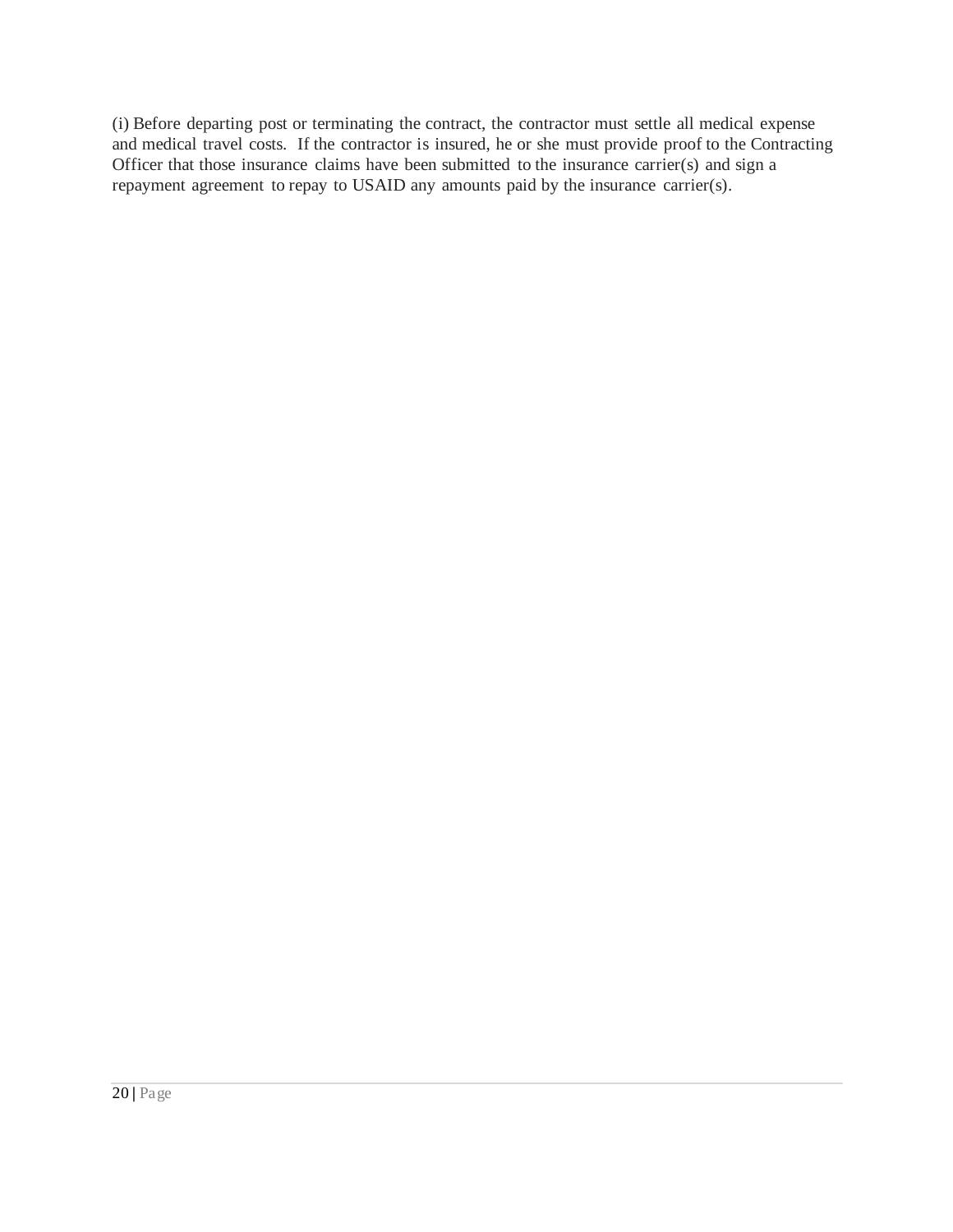(i) Before departing post or terminating the contract, the contractor must settle all medical expense and medical travel costs. If the contractor is insured, he or she must provide proof to the Contracting Officer that those insurance claims have been submitted to the insurance carrier(s) and sign a repayment agreement to repay to USAID any amounts paid by the insurance carrier(s).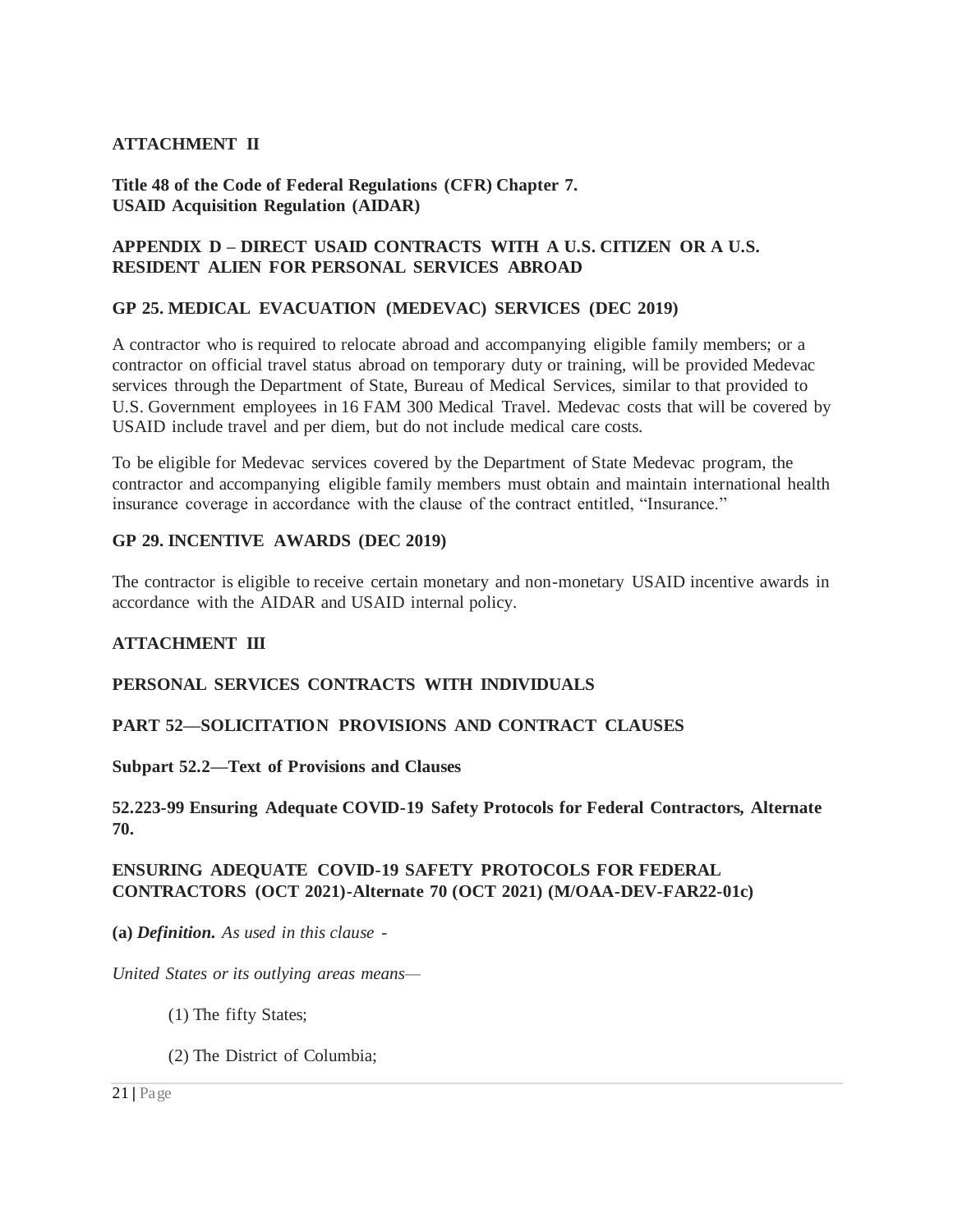**ATTACHMENT II**

**Title 48 of the Code of Federal Regulations (CFR) Chapter 7.**
**USAID Acquisition Regulation (AIDAR)**

**APPENDIX D – DIRECT USAID CONTRACTS WITH A U.S. CITIZEN OR A U.S. RESIDENT ALIEN FOR PERSONAL SERVICES ABROAD**

**GP 25. MEDICAL EVACUATION (MEDEVAC) SERVICES (DEC 2019)**

A contractor who is required to relocate abroad and accompanying eligible family members; or a contractor on official travel status abroad on temporary duty or training, will be provided Medevac services through the Department of State, Bureau of Medical Services, similar to that provided to U.S. Government employees in 16 FAM 300 Medical Travel. Medevac costs that will be covered by USAID include travel and per diem, but do not include medical care costs.

To be eligible for Medevac services covered by the Department of State Medevac program, the contractor and accompanying eligible family members must obtain and maintain international health insurance coverage in accordance with the clause of the contract entitled, "Insurance."

**GP 29. INCENTIVE AWARDS (DEC 2019)**

The contractor is eligible to receive certain monetary and non-monetary USAID incentive awards in accordance with the AIDAR and USAID internal policy.

**ATTACHMENT III**

**PERSONAL SERVICES CONTRACTS WITH INDIVIDUALS**

**PART 52—SOLICITATION PROVISIONS AND CONTRACT CLAUSES**

**Subpart 52.2—Text of Provisions and Clauses**

**52.223-99 Ensuring Adequate COVID-19 Safety Protocols for Federal Contractors, Alternate 70.**

**ENSURING ADEQUATE COVID-19 SAFETY PROTOCOLS FOR FEDERAL CONTRACTORS (OCT 2021)-Alternate 70 (OCT 2021) (M/OAA-DEV-FAR22-01c)**

**(a)** ***Definition.*** *As used in this clause -*

*United States or its outlying areas means—*

(1) The fifty States;

(2) The District of Columbia;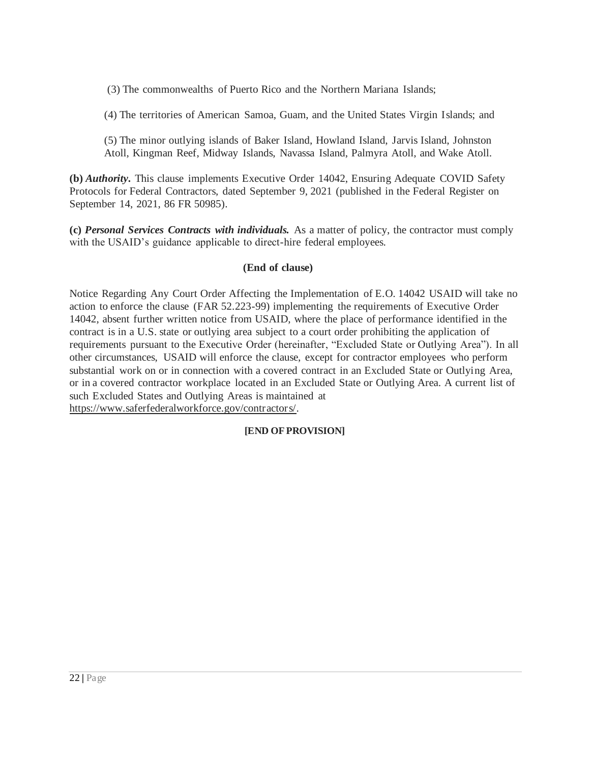(3) The commonwealths of Puerto Rico and the Northern Mariana Islands;

(4) The territories of American Samoa, Guam, and the United States Virgin Islands; and

(5) The minor outlying islands of Baker Island, Howland Island, Jarvis Island, Johnston Atoll, Kingman Reef, Midway Islands, Navassa Island, Palmyra Atoll, and Wake Atoll.

**(b)** ***Authority*****.** This clause implements Executive Order 14042, Ensuring Adequate COVID Safety Protocols for Federal Contractors, dated September 9, 2021 (published in the Federal Register on September 14, 2021, 86 FR 50985).

**(c)** ***Personal Services Contracts with individuals.*** As a matter of policy, the contractor must comply with the USAID's guidance applicable to direct-hire federal employees.

**(End of clause)**

Notice Regarding Any Court Order Affecting the Implementation of E.O. 14042 USAID will take no action to enforce the clause (FAR 52.223-99) implementing the requirements of Executive Order 14042, absent further written notice from USAID, where the place of performance identified in the contract is in a U.S. state or outlying area subject to a court order prohibiting the application of requirements pursuant to the Executive Order (hereinafter, "Excluded State or Outlying Area"). In all other circumstances, USAID will enforce the clause, except for contractor employees who perform substantial work on or in connection with a covered contract in an Excluded State or Outlying Area, or in a covered contractor workplace located in an Excluded State or Outlying Area. A current list of such Excluded States and Outlying Areas is maintained at https://www.saferfederalworkforce.gov/contractors/.

**[END OF PROVISION]**